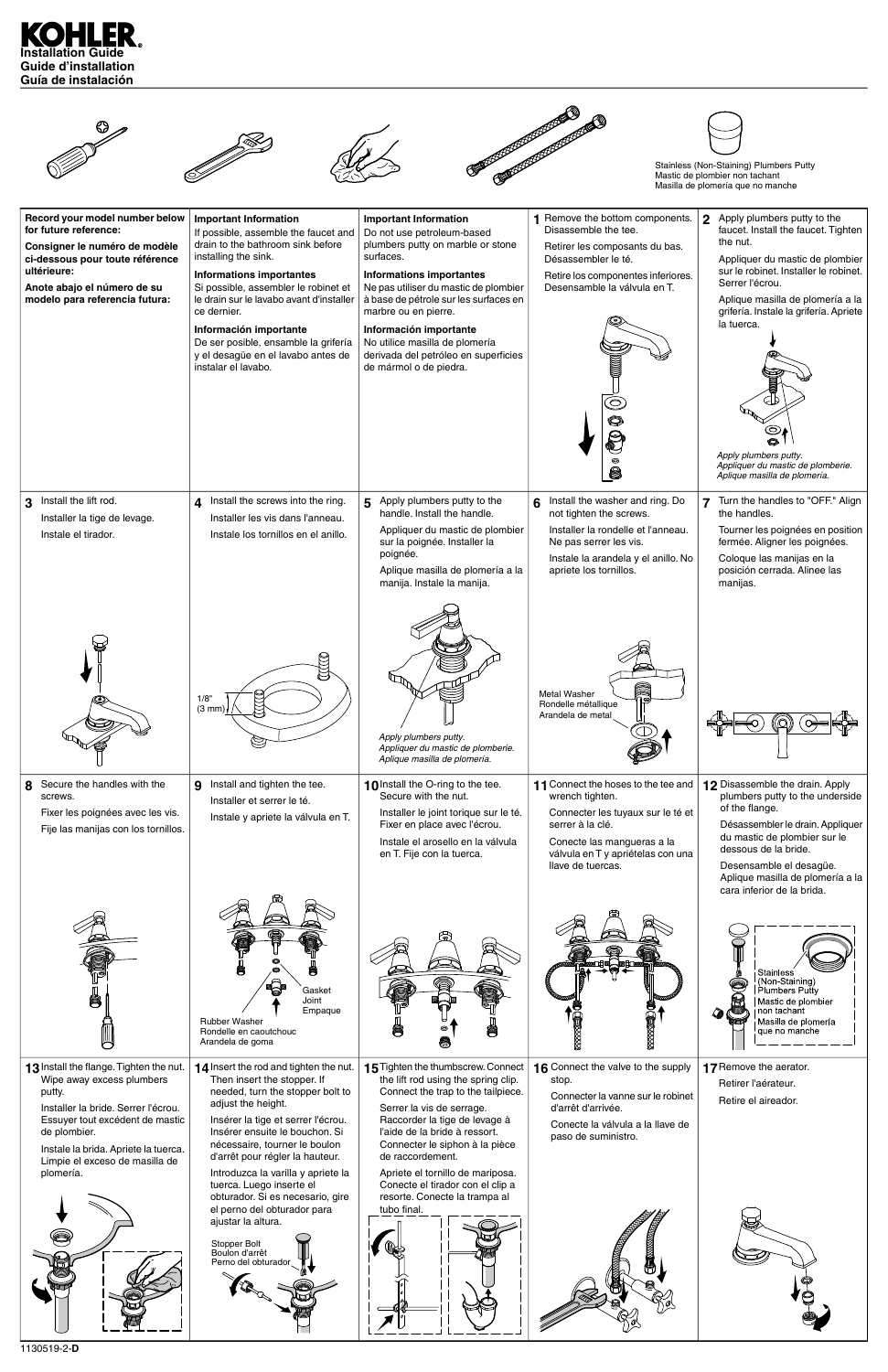# KOHLER

**Installation Guide**
**Guide d'installation**
**Guía de instalación**

Stainless (Non-Staining) Plumbers Putty
Mastic de plombier non tachant
Masilla de plomería que no manche

**Record your model number below for future reference:**

**Consigner le numéro de modèle ci-dessous pour toute référence ultérieure:**

**Anote abajo el número de su modelo para referencia futura:**

**Important Information**
If possible, assemble the faucet and drain to the bathroom sink before installing the sink.

**Informations importantes**
Si possible, assembler le robinet et le drain sur le lavabo avant d'installer ce dernier.

**Información importante**
De ser posible, ensamble la grifería y el desagüe en el lavabo antes de instalar el lavabo.

**Important Information**
Do not use petroleum-based plumbers putty on marble or stone surfaces.

**Informations importantes**
Ne pas utiliser du mastic de plombier à base de pétrole sur les surfaces en marbre ou en pierre.

**Información importante**
No utilice masilla de plomería derivada del petróleo en superficies de mármol o de piedra.

**1** Remove the bottom components. Disassemble the tee.

Retirer les composants du bas. Désassembler le té.

Retire los componentes inferiores. Desensamble la válvula en T.

**2** Apply plumbers putty to the faucet. Install the faucet. Tighten the nut.

Appliquer du mastic de plombier sur le robinet. Installer le robinet. Serrer l'écrou.

Aplique masilla de plomería a la grifería. Instale la grifería. Apriete la tuerca.

*Apply plumbers putty.*
*Appliquer du mastic de plomberie.*
*Aplique masilla de plomería.*

**3** Install the lift rod.

Installer la tige de levage.

Instale el tirador.

**4** Install the screws into the ring.

Installer les vis dans l'anneau.

Instale los tornillos en el anillo.

1/8" (3 mm)

**5** Apply plumbers putty to the handle. Install the handle.

Appliquer du mastic de plombier sur la poignée. Installer la poignée.

Aplique masilla de plomería a la manija. Instale la manija.

*Apply plumbers putty.*
*Appliquer du mastic de plomberie.*
*Aplique masilla de plomería.*

**6** Install the washer and ring. Do not tighten the screws.

Installer la rondelle et l'anneau. Ne pas serrer les vis.

Instale la arandela y el anillo. No apriete los tornillos.

Metal Washer
Rondelle métallique
Arandela de metal

**7** Turn the handles to "OFF." Align the handles.

Tourner les poignées en position fermée. Aligner les poignées.

Coloque las manijas en la posición cerrada. Alinee las manijas.

**8** Secure the handles with the screws.

Fixer les poignées avec les vis.

Fije las manijas con los tornillos.

**9** Install and tighten the tee.

Installer et serrer le té.

Instale y apriete la válvula en T.

Gasket
Joint
Empaque

Rubber Washer
Rondelle en caoutchouc
Arandela de goma

**10** Install the O-ring to the tee. Secure with the nut.

Installer le joint torique sur le té. Fixer en place avec l'écrou.

Instale el arosello en la válvula en T. Fije con la tuerca.

**11** Connect the hoses to the tee and wrench tighten.

Connecter les tuyaux sur le té et serrer à la clé.

Conecte las mangueras a la válvula en T y apriételas con una llave de tuercas.

**12** Disassemble the drain. Apply plumbers putty to the underside of the flange.

Désassembler le drain. Appliquer du mastic de plombier sur le dessous de la bride.

Desensamble el desagüe. Aplique masilla de plomería a la cara inferior de la brida.

Stainless (Non-Staining) Plumbers Putty
Mastic de plombier non tachant
Masilla de plomería que no manche

**13** Install the flange. Tighten the nut. Wipe away excess plumbers putty.

Installer la bride. Serrer l'écrou. Essuyer tout excédent de mastic de plombier.

Instale la brida. Apriete la tuerca. Limpie el exceso de masilla de plomería.

**14** Insert the rod and tighten the nut. Then insert the stopper. If needed, turn the stopper bolt to adjust the height.

Insérer la tige et serrer l'écrou. Insérer ensuite le bouchon. Si nécessaire, tourner le boulon d'arrêt pour régler la hauteur.

Introduzca la varilla y apriete la tuerca. Luego inserte el obturador. Si es necesario, gire el perno del obturador para ajustar la altura.

Stopper Bolt
Boulon d'arrêt
Perno del obturador

**15** Tighten the thumbscrew. Connect the lift rod using the spring clip. Connect the trap to the tailpiece.

Serrer la vis de serrage. Raccorder la tige de levage à l'aide de la bride à ressort. Connecter le siphon à la pièce de raccordement.

Apriete el tornillo de mariposa. Conecte el tirador con el clip a resorte. Conecte la trampa al tubo final.

**16** Connect the valve to the supply stop.

Connecter la vanne sur le robinet d'arrêt d'arrivée.

Conecte la válvula a la llave de paso de suministro.

**17** Remove the aerator.

Retirer l'aérateur.

Retire el aireador.

1130519-2-**D**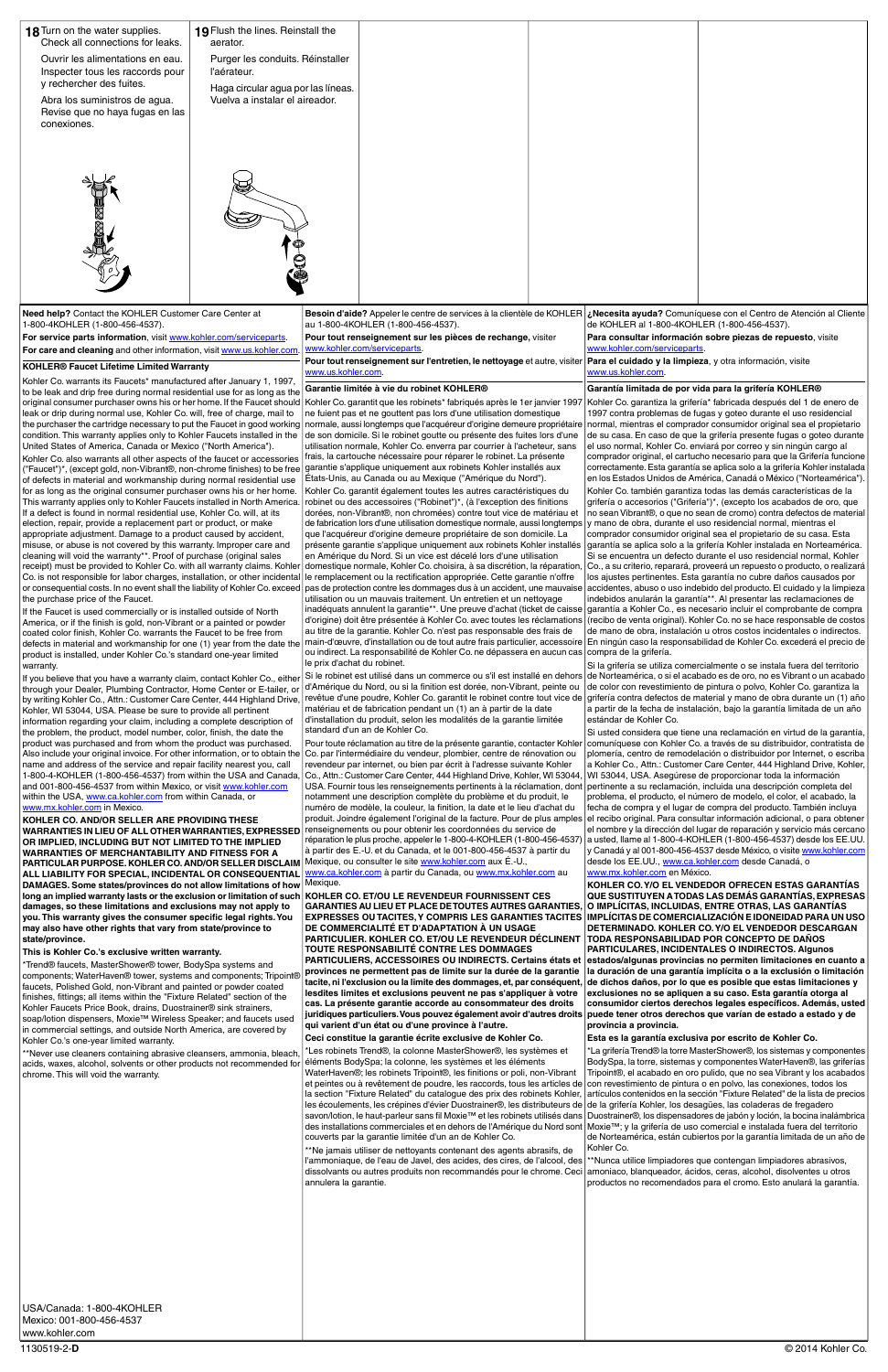**18** Turn on the water supplies. Check all connections for leaks.

Ouvrir les alimentations en eau. Inspecter tous les raccords pour y rechercher des fuites.

Abra los suministros de agua. Revise que no haya fugas en las conexiones.

**19** Flush the lines. Reinstall the aerator.

Purger les conduits. Réinstaller l'aérateur.

Haga circular agua por las líneas. Vuelva a instalar el aireador.

**Need help?** Contact the KOHLER Customer Care Center at 1-800-4KOHLER (1-800-456-4537).

**For service parts information**, visit www.kohler.com/serviceparts.

**For care and cleaning** and other information, visit www.us.kohler.com.

**KOHLER® Faucet Lifetime Limited Warranty**

Kohler Co. warrants its Faucets* manufactured after January 1, 1997, to be leak and drip free during normal residential use for as long as the original consumer purchaser owns his or her home. If the Faucet should leak or drip during normal use, Kohler Co. will, free of charge, mail to the purchaser the cartridge necessary to put the Faucet in good working condition. This warranty applies only to Kohler Faucets installed in the United States of America, Canada or Mexico ("North America").

Kohler Co. also warrants all other aspects of the faucet or accessories ("Faucet")*, (except gold, non-Vibrant®, non-chrome finishes) to be free of defects in material and workmanship during normal residential use for as long as the original consumer purchaser owns his or her home. This warranty applies only to Kohler Faucets installed in North America. If a defect is found in normal residential use, Kohler Co. will, at its election, repair, provide a replacement part or product, or make appropriate adjustment. Damage to a product caused by accident, misuse, or abuse is not covered by this warranty. Improper care and cleaning will void the warranty**. Proof of purchase (original sales receipt) must be provided to Kohler Co. with all warranty claims. Kohler Co. is not responsible for labor charges, installation, or other incidental or consequential costs. In no event shall the liability of Kohler Co. exceed the purchase price of the Faucet.

If the Faucet is used commercially or is installed outside of North America, or if the finish is gold, non-Vibrant or a painted or powder coated color finish, Kohler Co. warrants the Faucet to be free from defects in material and workmanship for one (1) year from the date the product is installed, under Kohler Co.'s standard one-year limited warranty.

If you believe that you have a warranty claim, contact Kohler Co., either through your Dealer, Plumbing Contractor, Home Center or E-tailer, or by writing Kohler Co., Attn.: Customer Care Center, 444 Highland Drive, Kohler, WI 53044, USA. Please be sure to provide all pertinent information regarding your claim, including a complete description of the problem, the product, model number, color, finish, the date the product was purchased and from whom the product was purchased. Also include your original invoice. For other information, or to obtain the name and address of the service and repair facility nearest you, call 1-800-4-KOHLER (1-800-456-4537) from within the USA and Canada, and 001-800-456-4537 from within Mexico, or visit www.kohler.com within the USA, www.ca.kohler.com from within Canada, or www.mx.kohler.com in Mexico.

**KOHLER CO. AND/OR SELLER ARE PROVIDING THESE WARRANTIES IN LIEU OF ALL OTHER WARRANTIES, EXPRESSED OR IMPLIED, INCLUDING BUT NOT LIMITED TO THE IMPLIED WARRANTIES OF MERCHANTABILITY AND FITNESS FOR A PARTICULAR PURPOSE. KOHLER CO. AND/OR SELLER DISCLAIM ALL LIABILITY FOR SPECIAL, INCIDENTAL OR CONSEQUENTIAL DAMAGES. Some states/provinces do not allow limitations of how long an implied warranty lasts or the exclusion or limitation of such damages, so these limitations and exclusions may not apply to you. This warranty gives the consumer specific legal rights. You may also have other rights that vary from state/province to state/province.**

**This is Kohler Co.'s exclusive written warranty.**

*Trend® faucets, MasterShower® tower, BodySpa systems and components; WaterHaven® tower, systems and components; Tripoint® faucets, Polished Gold, non-Vibrant and painted or powder coated finishes, fittings; all items within the "Fixture Related" section of the Kohler Faucets Price Book, drains, Duostrainer® sink strainers, soap/lotion dispensers, Moxie™ Wireless Speaker; and faucets used in commercial settings, and outside North America, are covered by Kohler Co.'s one-year limited warranty.

**Never use cleaners containing abrasive cleansers, ammonia, bleach, acids, waxes, alcohol, solvents or other products not recommended for chrome. This will void the warranty.

**Besoin d'aide?** Appeler le centre de services à la clientèle de KOHLER au 1-800-4KOHLER (1-800-456-4537).

**Pour tout renseignement sur les pièces de rechange,** visiter www.kohler.com/serviceparts.

**Pour tout renseignement sur l'entretien, le nettoyage** et autre, visiter www.us.kohler.com.

**Garantie limitée à vie du robinet KOHLER®**

Kohler Co. garantit que les robinets* fabriqués après le 1er janvier 1997 ne fuient pas et ne gouttent pas lors d'une utilisation domestique normale, aussi longtemps que l'acquéreur d'origine demeure propriétaire de son domicile. Si le robinet goutte ou présente des fuites lors d'une utilisation normale, Kohler Co. enverra par courrier à l'acheteur, sans frais, la cartouche nécessaire pour réparer le robinet. La présente garantie s'applique uniquement aux robinets Kohler installés aux États-Unis, au Canada ou au Mexique ("Amérique du Nord").

Kohler Co. garantit également toutes les autres caractéristiques du robinet ou des accessoires ("Robinet")*, (à l'exception des finitions dorées, non-Vibrant®, non chromées) contre tout vice de matériel et de fabrication lors d'une utilisation domestique normale, aussi longtemps que l'acquéreur d'origine demeure propriétaire de son domicile. La présente garantie s'applique uniquement aux robinets Kohler installés en Amérique du Nord. Si un vice est décelé lors d'une utilisation domestique normale, Kohler Co. choisira, à sa discrétion, la réparation, le remplacement ou la rectification appropriée. Cette garantie n'offre pas de protection contre les dommages dus à un accident, une mauvaise utilisation ou un mauvais traitement. Un entretien et un nettoyage inadéquats annulent la garantie**. Une preuve d'achat (ticket de caisse d'origine) doit être présentée à Kohler Co. avec toutes les réclamations au titre de la garantie. Kohler Co. n'est pas responsable des frais de main-d'œuvre, d'installation ou de tout autre frais particulier, accessoire ou indirect. La responsabilité de Kohler Co. ne dépassera en aucun cas le prix d'achat du robinet.

Si le robinet est utilisé dans un commerce ou s'il est installé en dehors d'Amérique du Nord, ou si la finition est dorée, non-Vibrant, peinte ou revêtue d'une poudre, Kohler Co. garantit le robinet contre tout vice de matériau et de fabrication pendant un (1) an à partir de la date d'installation du produit, selon les modalités de la garantie limitée standard d'un an de Kohler Co.

Pour toute réclamation au titre de la présente garantie, contacter Kohler Co. par l'intermédiaire du vendeur, plombier, centre de rénovation ou revendeur par internet, ou bien par écrit à l'adresse suivante Kohler Co., Attn.: Customer Care Center, 444 Highland Drive, Kohler, WI 53044, USA. Fournir tous les renseignements pertinents à la réclamation, dont notamment une description complète du problème et du produit, le numéro de modèle, la couleur, la finition, la date et le lieu d'achat du produit. Joindre également l'original de la facture. Pour de plus amples renseignements ou pour obtenir les coordonnées du service de réparation le plus proche, appeler le 1-800-4-KOHLER (1-800-456-4537) à partir des E.-U. et du Canada, et le 001-800-456-4537 à partir du Mexique, ou consulter le site www.kohler.com aux É.-U., www.ca.kohler.com à partir du Canada, ou www.mx.kohler.com au Mexique.

**KOHLER CO. ET/OU LE REVENDEUR FOURNISSENT CES GARANTIES AU LIEU ET PLACE DE TOUTES AUTRES GARANTIES, EXPRESSES OU TACITES, Y COMPRIS LES GARANTIES TACITES DE COMMERCIALITÉ ET D'ADAPTATION À UN USAGE PARTICULIER. KOHLER CO. ET/OU LE REVENDEUR DÉCLINENT TOUTE RESPONSABILITÉ CONTRE LES DOMMAGES PARTICULIERS, ACCESSOIRES OU INDIRECTS. Certains états et provinces ne permettent pas de limite sur la durée de la garantie tacite, ni l'exclusion ou la limite des dommages, et, par conséquent, lesdites limites et exclusions peuvent ne pas s'appliquer à votre cas. La présente garantie accorde au consommateur des droits juridiques particuliers. Vous pouvez également avoir d'autres droits qui varient d'un état ou d'une province à l'autre.**

**Ceci constitue la garantie écrite exclusive de Kohler Co.**

*Les robinets Trend®, la colonne MasterShower®, les systèmes et éléments BodySpa, la colonne, les systèmes et les éléments WaterHaven®; les robinets Tripoint®, les finitions or poli, non-Vibrant et peintes ou à revêtement de poudre, les raccords, tous les articles de la section "Fixture Related" du catalogue des prix des robinets Kohler, les écoulements, les crépines d'évier Duostrainer®, les distributeurs de savon/lotion, le haut-parleur sans fil Moxie™ et les robinets utilisés dans des installations commerciales et en dehors de l'Amérique du Nord sont couverts par la garantie limitée d'un an de Kohler Co.

**Ne jamais utiliser de nettoyants contenant des abrasifs, de l'ammoniaque, de l'eau de Javel, des acides, des cires, de l'alcool, des dissolvants ou autres produits non recommandés pour le chrome. Ceci annulera la garantie.

**¿Necesita ayuda?** Comuníquese con el Centro de Atención al Cliente de KOHLER al 1-800-4KOHLER (1-800-456-4537).

**Para consultar información sobre piezas de repuesto**, visite www.kohler.com/serviceparts.

**Para el cuidado y la limpieza**, y otra información, visite www.us.kohler.com.

**Garantía limitada de por vida para la grifería KOHLER®**

Kohler Co. garantiza la grifería* fabricada después del 1 de enero de 1997 contra problemas de fugas y goteo durante el uso residencial normal, mientras el comprador consumidor original sea el propietario de su casa. En caso de que la grifería presente fugas o goteo durante el uso normal, Kohler Co. enviará por correo y sin ningún cargo al comprador original, el cartucho necesario para que la Grifería funcione correctamente. Esta garantía se aplica solo a la grifería Kohler instalada en los Estados Unidos de América, Canadá o México ("Norteamérica").

Kohler Co. también garantiza todas las demás características de la grifería o accesorios ("Grifería")*, (excepto los acabados de oro, que no sean Vibrant®, o que no sean de cromo) contra defectos de material y mano de obra, durante el uso residencial normal, mientras el comprador consumidor original sea el propietario de su casa. Esta garantía se aplica solo a la grifería Kohler instalada en Norteamérica. Si se encuentra un defecto durante el uso residencial normal, Kohler Co., a su criterio, reparará, proveerá un repuesto o producto, o realizará los ajustes pertinentes. Esta garantía no cubre daños causados por accidentes, abuso o uso indebido del producto. El cuidado y la limpieza indebidos anularán la garantía**. Al presentar las reclamaciones de garantía a Kohler Co., es necesario incluir el comprobante de compra (recibo de venta original). Kohler Co. no se hace responsable de costos de mano de obra, instalación u otros costos incidentales o indirectos. En ningún caso la responsabilidad de Kohler Co. excederá el precio de compra de la grifería.

Si la grifería se utiliza comercialmente o se instala fuera del territorio de Norteamérica, o si el acabado es de oro, no es Vibrant o un acabado de color con revestimiento de pintura o polvo, Kohler Co. garantiza la grifería contra defectos de material y mano de obra durante un (1) año a partir de la fecha de instalación, bajo la garantía limitada de un año estándar de Kohler Co.

Si usted considera que tiene una reclamación en virtud de la garantía, comuníquese con Kohler Co. a través de su distribuidor, contratista de plomería, centro de remodelación o distribuidor por Internet, o escriba a Kohler Co., Attn.: Customer Care Center, 444 Highland Drive, Kohler, WI 53044, USA. Asegúrese de proporcionar toda la información pertinente a su reclamación, incluida una descripción completa del problema, el producto, el número de modelo, el color, el acabado, la fecha de compra y el lugar de compra del producto. También incluya el recibo original. Para consultar información adicional, o para obtener el nombre y la dirección del lugar de reparación y servicio más cercano a usted, llame al 1-800-4-KOHLER (1-800-456-4537) desde los EE.UU. y Canadá y al 001-800-456-4537 desde México, o visite www.kohler.com desde los EE.UU., www.ca.kohler.com desde Canadá, o www.mx.kohler.com en México.

**KOHLER CO. Y/O EL VENDEDOR OFRECEN ESTAS GARANTÍAS QUE SUSTITUYEN A TODAS LAS DEMÁS GARANTÍAS, EXPRESAS O IMPLÍCITAS, INCLUIDAS, ENTRE OTRAS, LAS GARANTÍAS IMPLÍCITAS DE COMERCIALIZACIÓN E IDONEIDAD PARA UN USO DETERMINADO. KOHLER CO. Y/O EL VENDEDOR DESCARGAN TODA RESPONSABILIDAD POR CONCEPTO DE DAÑOS PARTICULARES, INCIDENTALES O INDIRECTOS. Algunos estados/algunas provincias no permiten limitaciones en cuanto a la duración de una garantía implícita o a la exclusión o limitación de dichos daños, por lo que es posible que estas limitaciones y exclusiones no se apliquen a su caso. Esta garantía otorga al consumidor ciertos derechos legales específicos. Además, usted puede tener otros derechos que varían de estado a estado y de provincia a provincia.**

**Esta es la garantía exclusiva por escrito de Kohler Co.**

*La grifería Trend® la torre MasterShower®, los sistemas y componentes BodySpa, la torre, sistemas y componentes WaterHaven®, las griferías Tripoint®, el acabado en oro pulido, que no sea Vibrant y los acabados con revestimiento de pintura o en polvo, las conexiones, todos los artículos contenidos en la sección "Fixture Related" de la lista de precios de la grifería Kohler, los desagües, las coladeras de fregadero Duostrainer®, los dispensadores de jabón y loción, la bocina inalámbrica Moxie™; y la grifería de uso comercial e instalada fuera del territorio de Norteamérica, están cubiertos por la garantía limitada de un año de Kohler Co.

**Nunca utilice limpiadores que contengan limpiadores abrasivos, amoniaco, blanqueador, ácidos, ceras, alcohol, disolventes u otros productos no recomendados para el cromo. Esto anulará la garantía.

USA/Canada: 1-800-4KOHLER
Mexico: 001-800-456-4537
www.kohler.com

1130519-2-**D**

© 2014 Kohler Co.